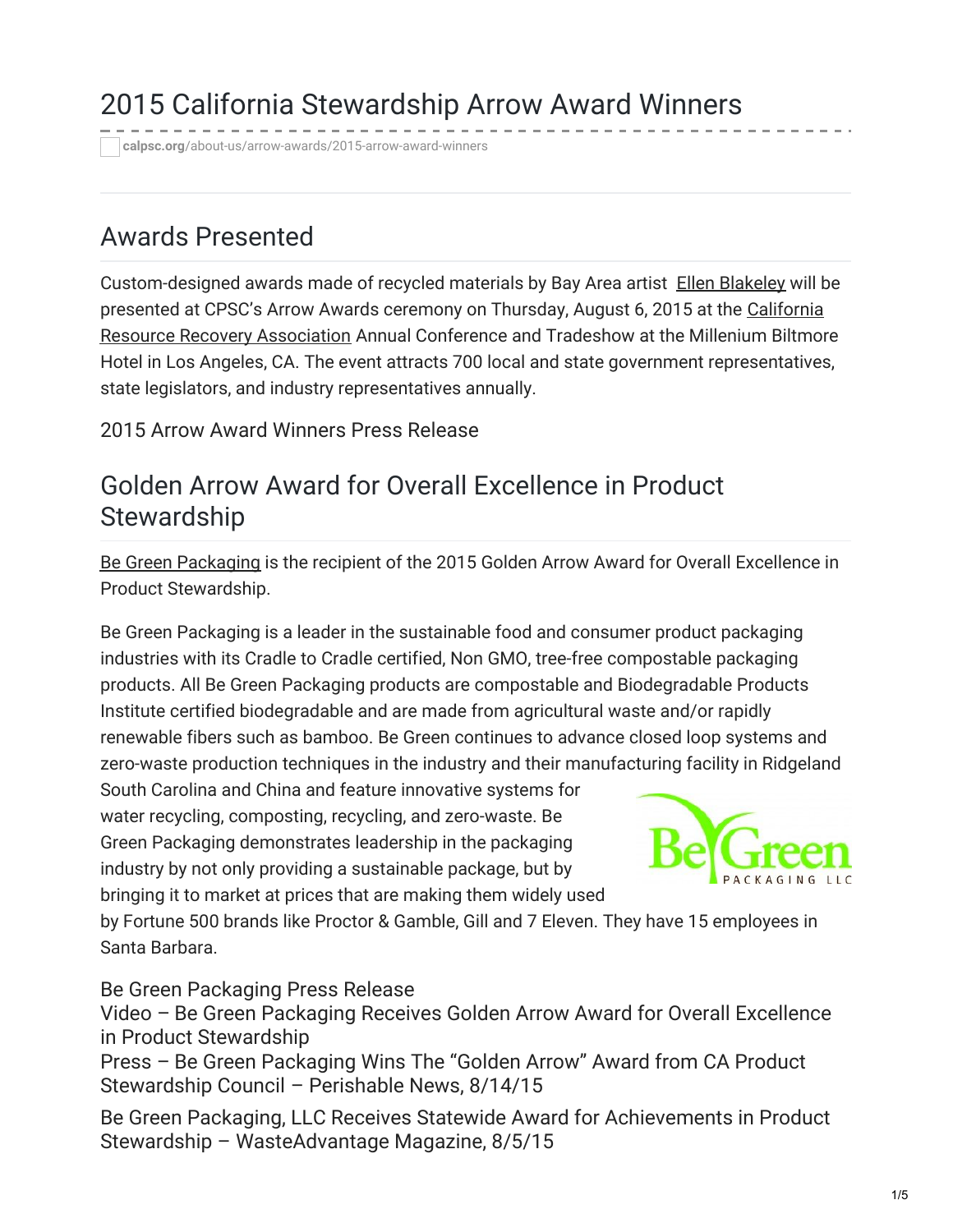# 2015 California Stewardship Arrow Award Winners

calpsc.org/about-us/arrow-awards/2015-arrow-award-winners

## Awards Presented

Custom-designed awards made of recycled materials by Bay Area artist Ellen Blakeley will be presented at CPSC's Arrow Awards ceremony on Thursday, August 6, 2015 at the California Resource Recovery Association Annual Conference and Tradeshow at the Millenium Biltmore Hotel in Los Angeles, CA. The event attracts 700 local and state government representatives, state legislators, and industry representatives annually.

2015 Arrow Award Winners Press Release

## Golden Arrow Award for Overall Excellence in Product Stewardship

Be Green Packaging is the recipient of the 2015 Golden Arrow Award for Overall Excellence in Product Stewardship.

Be Green Packaging is a leader in the sustainable food and consumer product packaging industries with its Cradle to Cradle certified, Non GMO, tree-free compostable packaging products. All Be Green Packaging products are compostable and Biodegradable Products Institute certified biodegradable and are made from agricultural waste and/or rapidly renewable fibers such as bamboo. Be Green continues to advance closed loop systems and zero-waste production techniques in the industry and their manufacturing facility in Ridgeland South Carolina and China and feature innovative systems for water recycling, composting, recycling, and zero-waste. Be Green Packaging demonstrates leadership in the packaging industry by not only providing a sustainable package, but by bringing it to market at prices that are making them widely used by Fortune 500 brands like Proctor & Gamble, Gill and 7 Eleven. They have 15 employees in Santa Barbara.

Be Green Packaging Press Release
Video – Be Green Packaging Receives Golden Arrow Award for Overall Excellence in Product Stewardship
Press – Be Green Packaging Wins The "Golden Arrow" Award from CA Product Stewardship Council – Perishable News, 8/14/15

Be Green Packaging, LLC Receives Statewide Award for Achievements in Product Stewardship – WasteAdvantage Magazine, 8/5/15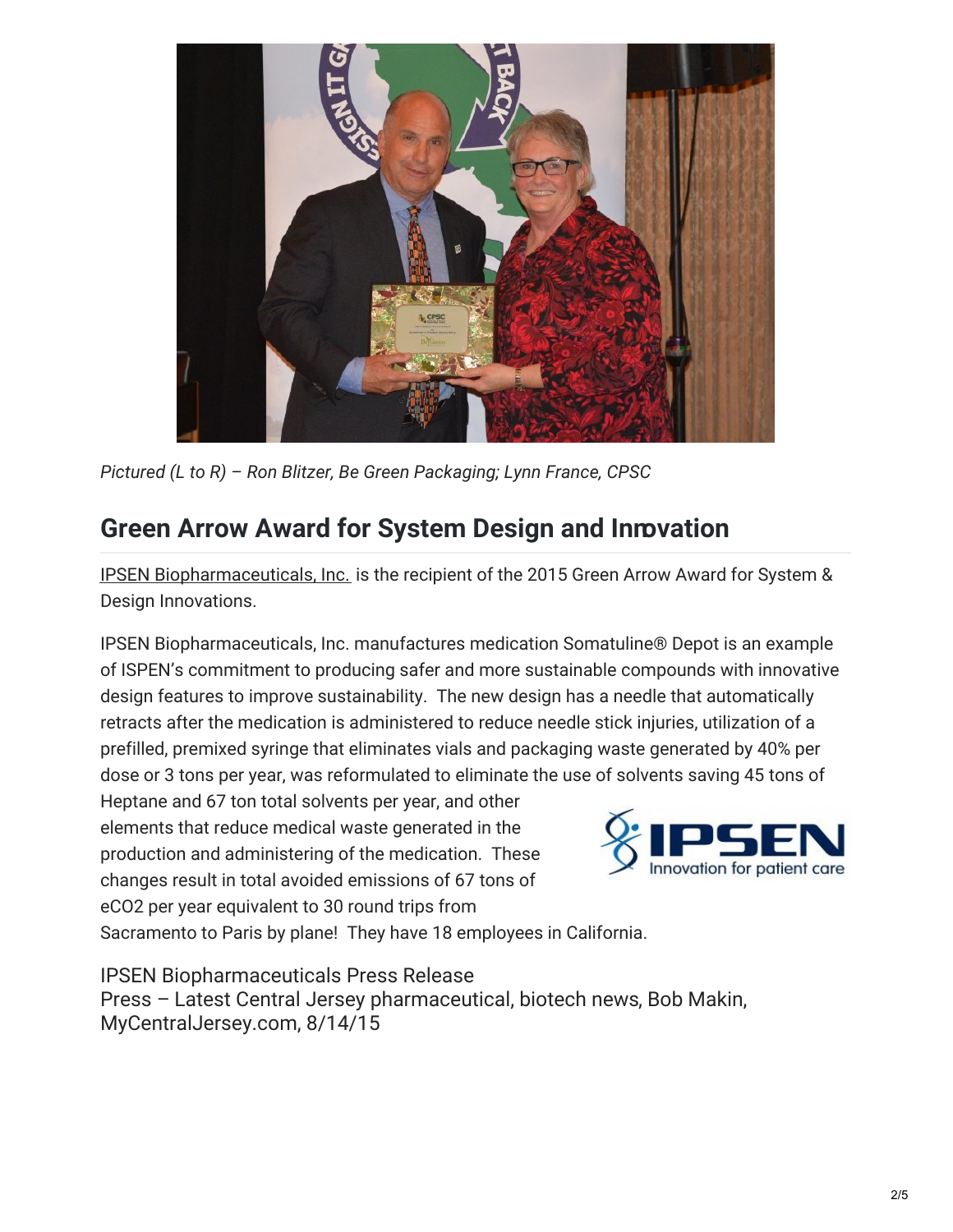*Pictured (L to R) – Ron Blitzer, Be Green Packaging; Lynn France, CPSC*

## Green Arrow Award for System Design and Innovation

IPSEN Biopharmaceuticals, Inc. is the recipient of the 2015 Green Arrow Award for System & Design Innovations.

IPSEN Biopharmaceuticals, Inc. manufactures medication Somatuline® Depot is an example of ISPEN's commitment to producing safer and more sustainable compounds with innovative design features to improve sustainability. The new design has a needle that automatically retracts after the medication is administered to reduce needle stick injuries, utilization of a prefilled, premixed syringe that eliminates vials and packaging waste generated by 40% per dose or 3 tons per year, was reformulated to eliminate the use of solvents saving 45 tons of Heptane and 67 ton total solvents per year, and other elements that reduce medical waste generated in the production and administering of the medication. These changes result in total avoided emissions of 67 tons of eCO2 per year equivalent to 30 round trips from Sacramento to Paris by plane! They have 18 employees in California.

IPSEN Biopharmaceuticals Press Release
Press – Latest Central Jersey pharmaceutical, biotech news, Bob Makin, MyCentralJersey.com, 8/14/15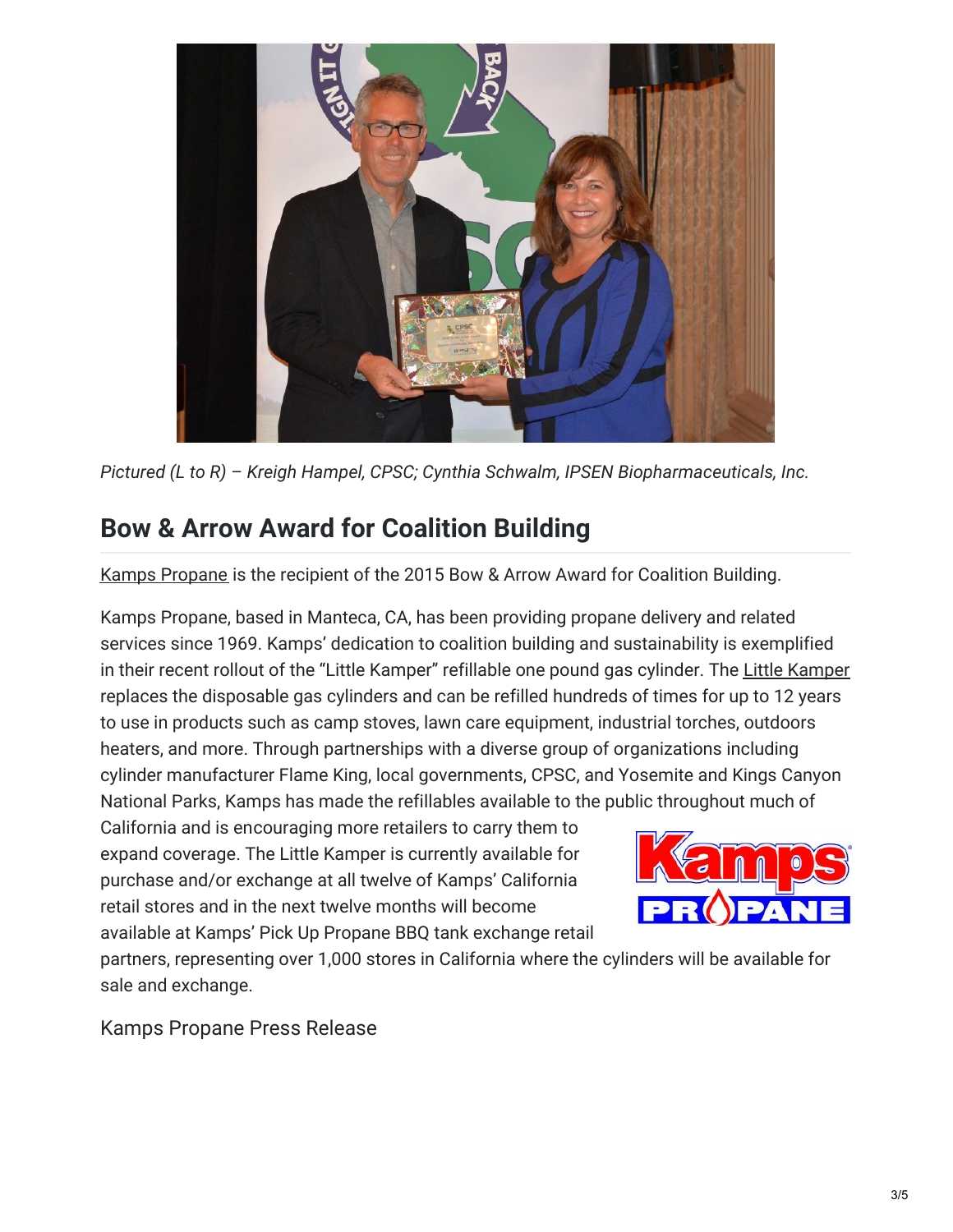*Pictured (L to R) – Kreigh Hampel, CPSC; Cynthia Schwalm, IPSEN Biopharmaceuticals, Inc.*

## Bow & Arrow Award for Coalition Building

Kamps Propane is the recipient of the 2015 Bow & Arrow Award for Coalition Building.

Kamps Propane, based in Manteca, CA, has been providing propane delivery and related services since 1969. Kamps' dedication to coalition building and sustainability is exemplified in their recent rollout of the "Little Kamper" refillable one pound gas cylinder. The Little Kamper replaces the disposable gas cylinders and can be refilled hundreds of times for up to 12 years to use in products such as camp stoves, lawn care equipment, industrial torches, outdoors heaters, and more. Through partnerships with a diverse group of organizations including cylinder manufacturer Flame King, local governments, CPSC, and Yosemite and Kings Canyon National Parks, Kamps has made the refillables available to the public throughout much of California and is encouraging more retailers to carry them to expand coverage. The Little Kamper is currently available for purchase and/or exchange at all twelve of Kamps' California retail stores and in the next twelve months will become available at Kamps' Pick Up Propane BBQ tank exchange retail partners, representing over 1,000 stores in California where the cylinders will be available for sale and exchange.

Kamps Propane Press Release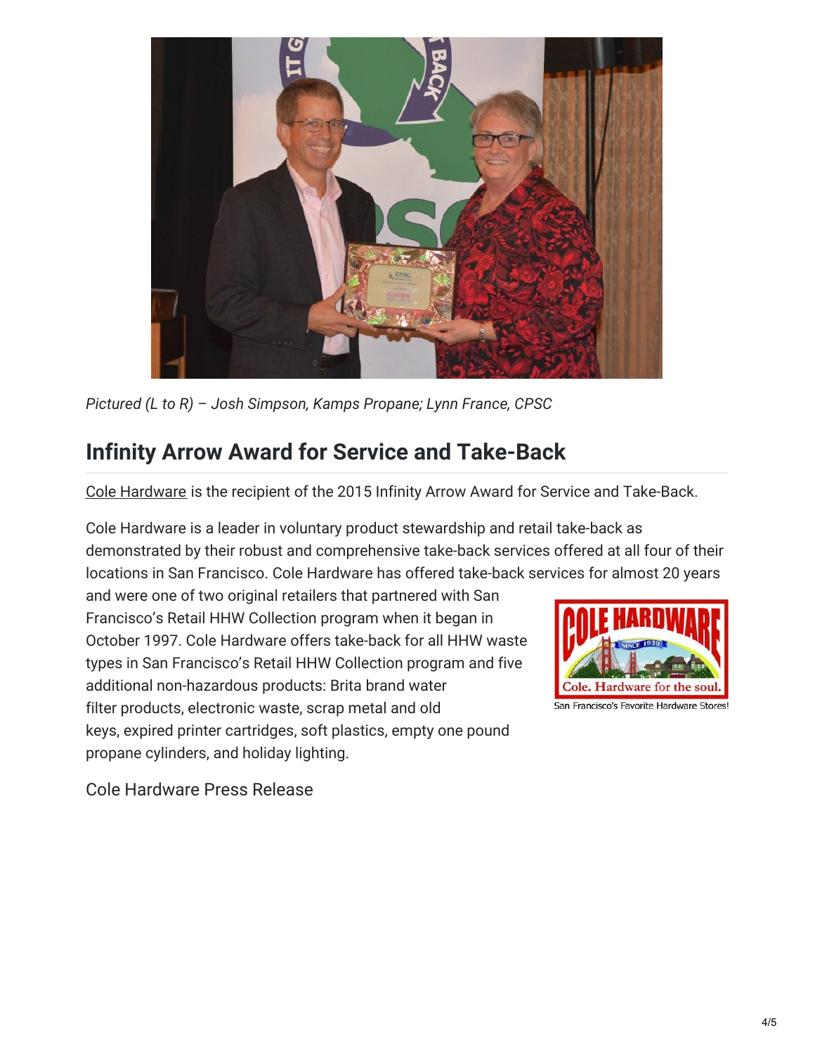*Pictured (L to R) – Josh Simpson, Kamps Propane; Lynn France, CPSC*

## Infinity Arrow Award for Service and Take-Back

Cole Hardware is the recipient of the 2015 Infinity Arrow Award for Service and Take-Back.

Cole Hardware is a leader in voluntary product stewardship and retail take-back as demonstrated by their robust and comprehensive take-back services offered at all four of their locations in San Francisco. Cole Hardware has offered take-back services for almost 20 years and were one of two original retailers that partnered with San Francisco's Retail HHW Collection program when it began in October 1997. Cole Hardware offers take-back for all HHW waste types in San Francisco's Retail HHW Collection program and five additional non-hazardous products: Brita brand water filter products, electronic waste, scrap metal and old keys, expired printer cartridges, soft plastics, empty one pound propane cylinders, and holiday lighting.

San Francisco's Favorite Hardware Stores!

Cole Hardware Press Release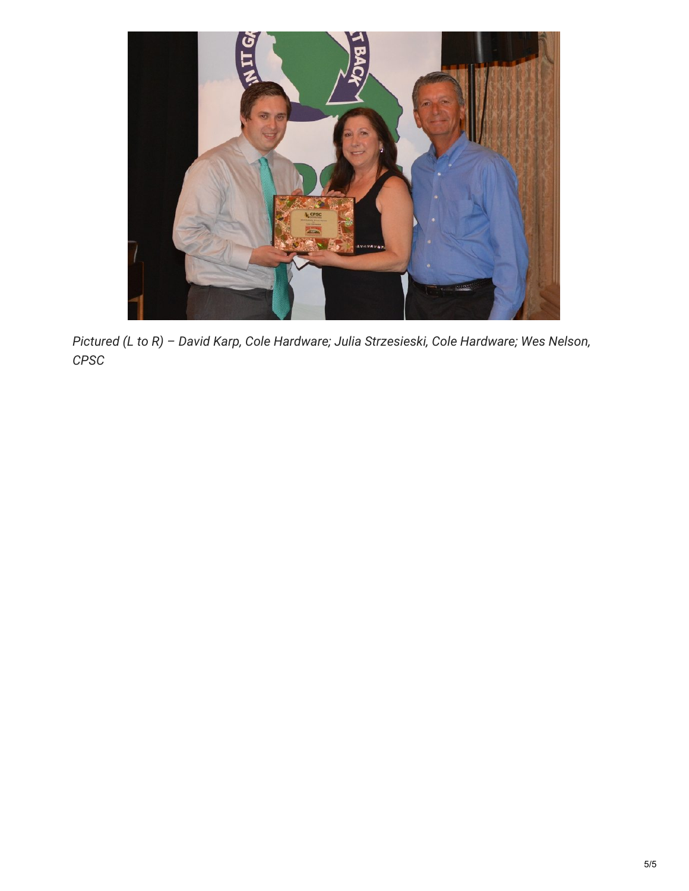*Pictured (L to R) – David Karp, Cole Hardware; Julia Strzesieski, Cole Hardware; Wes Nelson, CPSC*